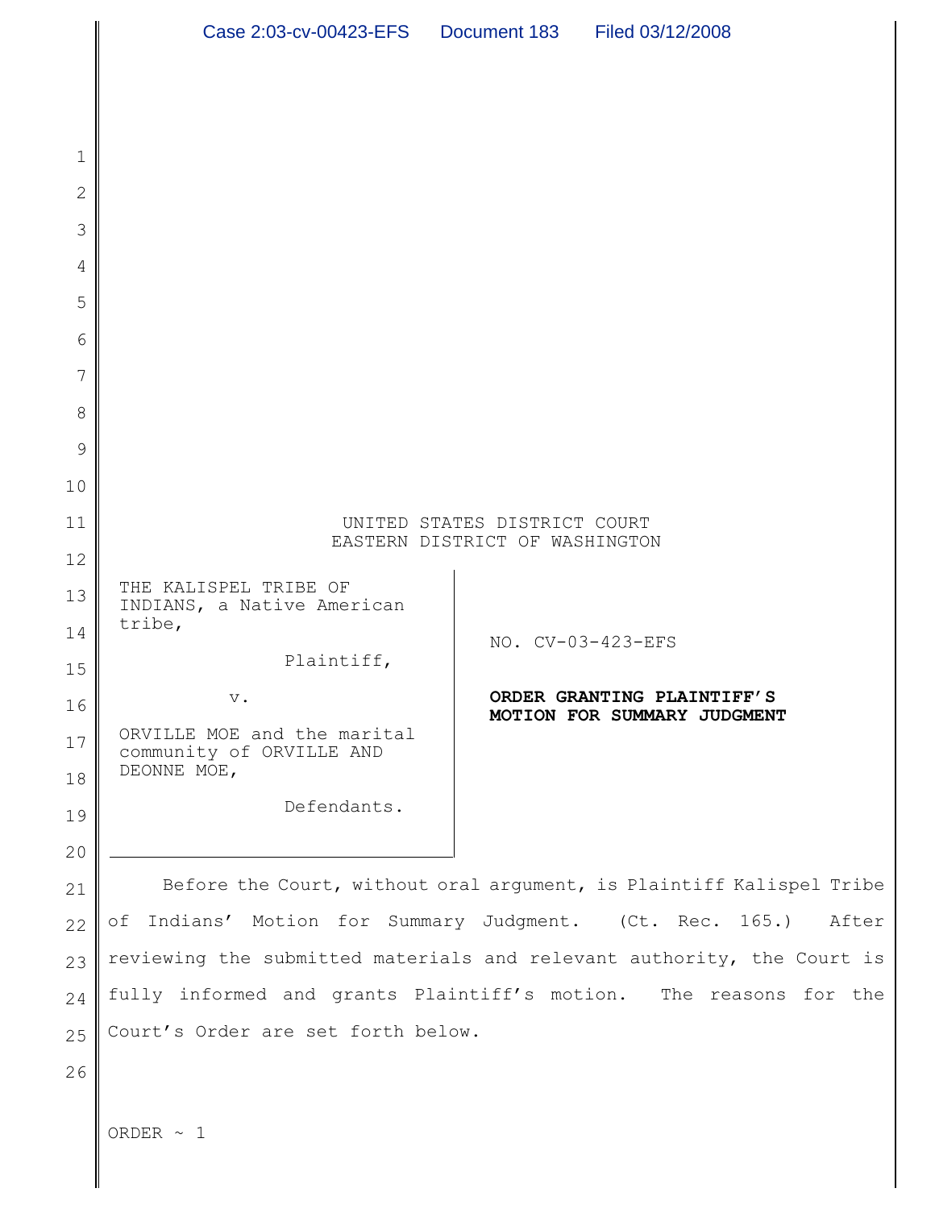UNITED STATES DISTRICT COURT
EASTERN DISTRICT OF WASHINGTON

| | |
|---|---|
| THE KALISPEL TRIBE OF INDIANS, a Native American tribe,<br><br>Plaintiff,<br><br>v.<br><br>ORVILLE MOE and the marital community of ORVILLE AND DEONNE MOE,<br><br>Defendants. | NO. CV-03-423-EFS<br><br>**ORDER GRANTING PLAINTIFF'S MOTION FOR SUMMARY JUDGMENT** |

Before the Court, without oral argument, is Plaintiff Kalispel Tribe of Indians' Motion for Summary Judgment. (Ct. Rec. 165.) After reviewing the submitted materials and relevant authority, the Court is fully informed and grants Plaintiff's motion. The reasons for the Court's Order are set forth below.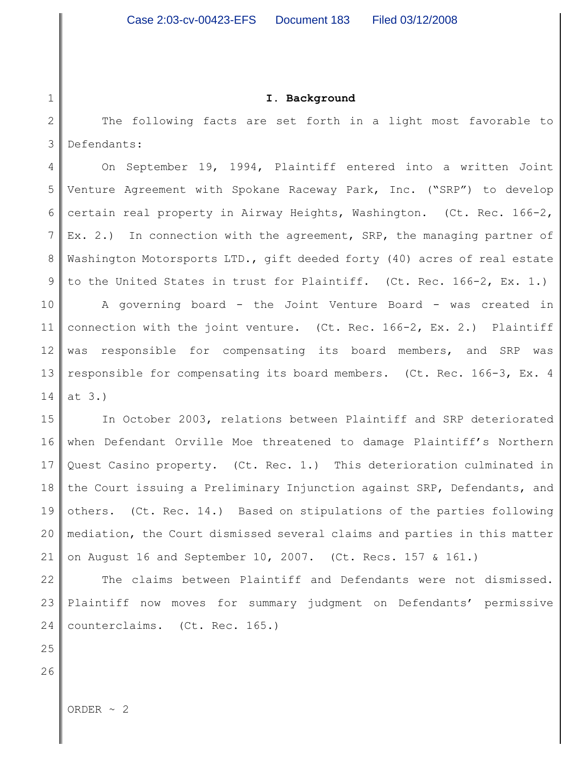## I. Background

The following facts are set forth in a light most favorable to Defendants:

On September 19, 1994, Plaintiff entered into a written Joint Venture Agreement with Spokane Raceway Park, Inc. ("SRP") to develop certain real property in Airway Heights, Washington. (Ct. Rec. 166-2, Ex. 2.) In connection with the agreement, SRP, the managing partner of Washington Motorsports LTD., gift deeded forty (40) acres of real estate to the United States in trust for Plaintiff. (Ct. Rec. 166-2, Ex. 1.)

A governing board - the Joint Venture Board - was created in connection with the joint venture. (Ct. Rec. 166-2, Ex. 2.) Plaintiff was responsible for compensating its board members, and SRP was responsible for compensating its board members. (Ct. Rec. 166-3, Ex. 4 at 3.)

In October 2003, relations between Plaintiff and SRP deteriorated when Defendant Orville Moe threatened to damage Plaintiff's Northern Quest Casino property. (Ct. Rec. 1.) This deterioration culminated in the Court issuing a Preliminary Injunction against SRP, Defendants, and others. (Ct. Rec. 14.) Based on stipulations of the parties following mediation, the Court dismissed several claims and parties in this matter on August 16 and September 10, 2007. (Ct. Recs. 157 & 161.)

The claims between Plaintiff and Defendants were not dismissed. Plaintiff now moves for summary judgment on Defendants' permissive counterclaims. (Ct. Rec. 165.)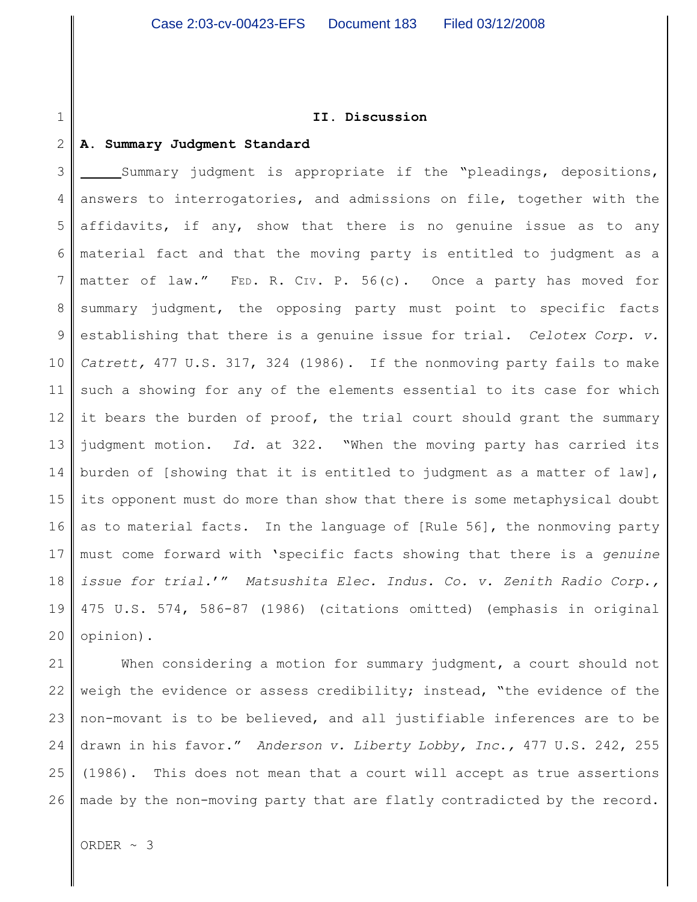## II. Discussion

### A. Summary Judgment Standard

Summary judgment is appropriate if the "pleadings, depositions, answers to interrogatories, and admissions on file, together with the affidavits, if any, show that there is no genuine issue as to any material fact and that the moving party is entitled to judgment as a matter of law." FED. R. CIV. P. 56(c). Once a party has moved for summary judgment, the opposing party must point to specific facts establishing that there is a genuine issue for trial. *Celotex Corp. v. Catrett*, 477 U.S. 317, 324 (1986). If the nonmoving party fails to make such a showing for any of the elements essential to its case for which it bears the burden of proof, the trial court should grant the summary judgment motion. *Id.* at 322. "When the moving party has carried its burden of [showing that it is entitled to judgment as a matter of law], its opponent must do more than show that there is some metaphysical doubt as to material facts. In the language of [Rule 56], the nonmoving party must come forward with 'specific facts showing that there is a *genuine issue for trial*.'" *Matsushita Elec. Indus. Co. v. Zenith Radio Corp.*, 475 U.S. 574, 586-87 (1986) (citations omitted) (emphasis in original opinion).

When considering a motion for summary judgment, a court should not weigh the evidence or assess credibility; instead, "the evidence of the non-movant is to be believed, and all justifiable inferences are to be drawn in his favor." *Anderson v. Liberty Lobby, Inc.*, 477 U.S. 242, 255 (1986). This does not mean that a court will accept as true assertions made by the non-moving party that are flatly contradicted by the record.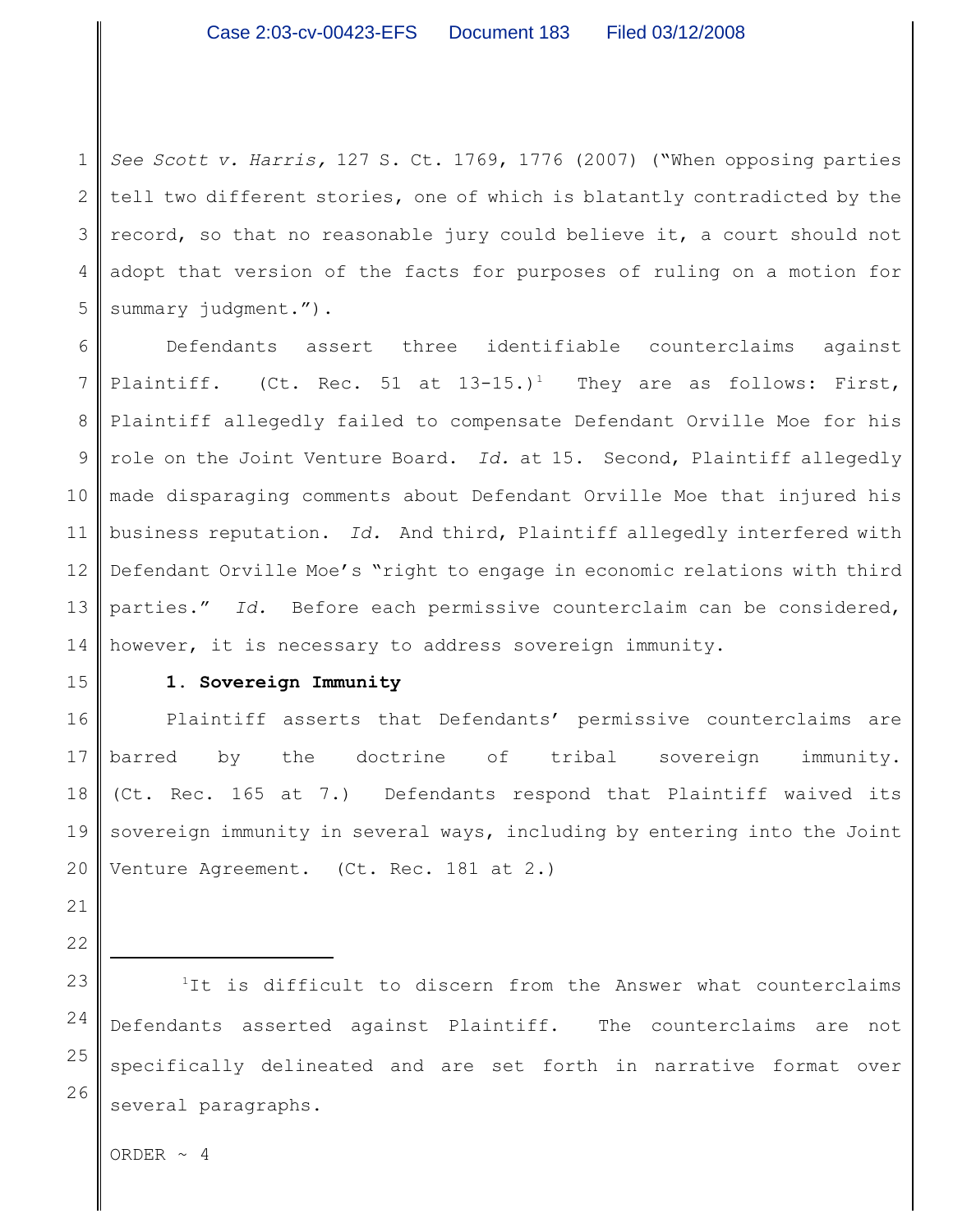*See Scott v. Harris*, 127 S. Ct. 1769, 1776 (2007) ("When opposing parties tell two different stories, one of which is blatantly contradicted by the record, so that no reasonable jury could believe it, a court should not adopt that version of the facts for purposes of ruling on a motion for summary judgment.").

Defendants assert three identifiable counterclaims against Plaintiff. (Ct. Rec. 51 at 13-15.)[1] They are as follows: First, Plaintiff allegedly failed to compensate Defendant Orville Moe for his role on the Joint Venture Board. *Id.* at 15. Second, Plaintiff allegedly made disparaging comments about Defendant Orville Moe that injured his business reputation. *Id.* And third, Plaintiff allegedly interfered with Defendant Orville Moe's "right to engage in economic relations with third parties." *Id.* Before each permissive counterclaim can be considered, however, it is necessary to address sovereign immunity.

**1. Sovereign Immunity**

Plaintiff asserts that Defendants' permissive counterclaims are barred by the doctrine of tribal sovereign immunity. (Ct. Rec. 165 at 7.) Defendants respond that Plaintiff waived its sovereign immunity in several ways, including by entering into the Joint Venture Agreement. (Ct. Rec. 181 at 2.)

---

[1]It is difficult to discern from the Answer what counterclaims Defendants asserted against Plaintiff. The counterclaims are not specifically delineated and are set forth in narrative format over several paragraphs.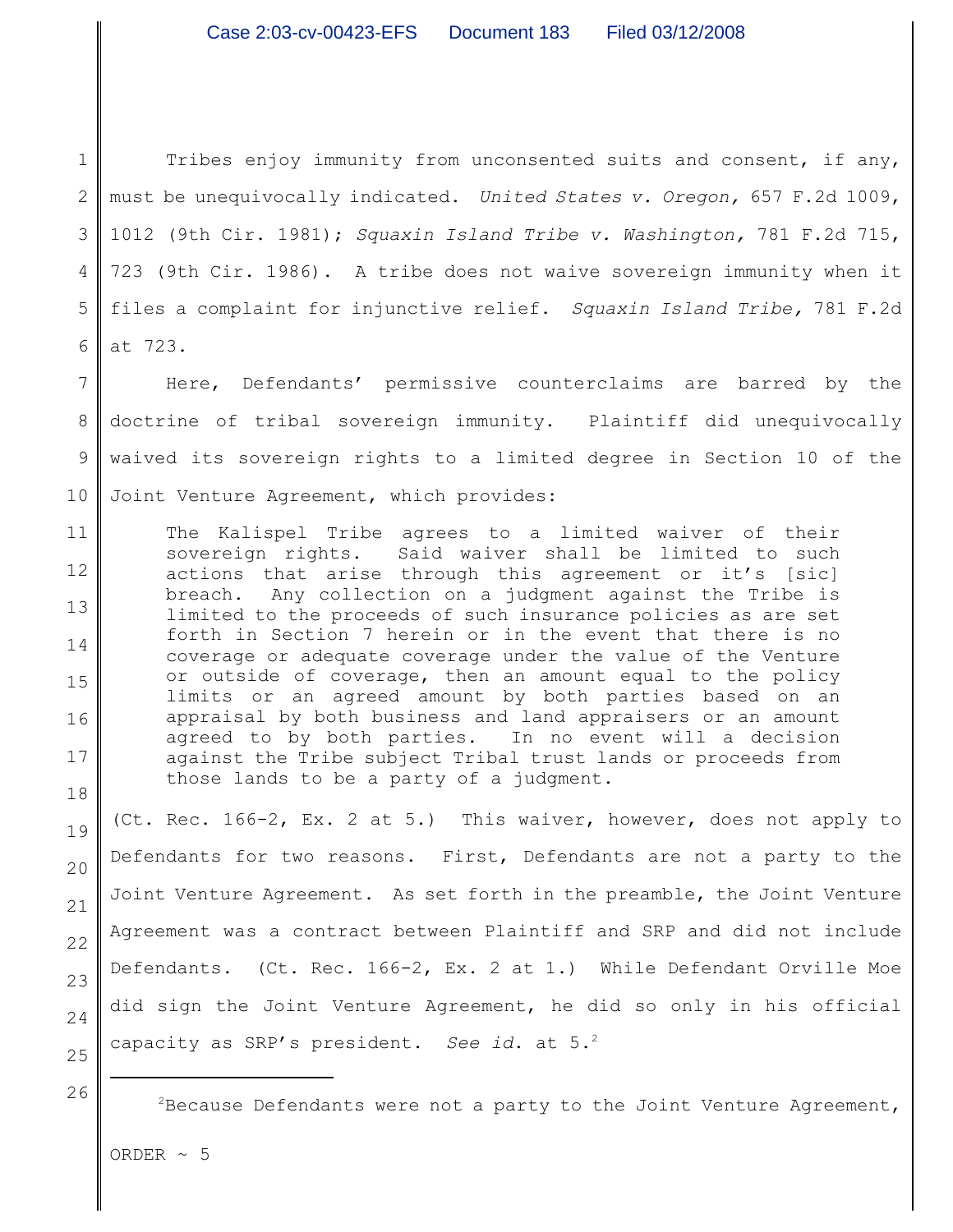Tribes enjoy immunity from unconsented suits and consent, if any, must be unequivocally indicated. *United States v. Oregon,* 657 F.2d 1009, 1012 (9th Cir. 1981); *Squaxin Island Tribe v. Washington,* 781 F.2d 715, 723 (9th Cir. 1986). A tribe does not waive sovereign immunity when it files a complaint for injunctive relief. *Squaxin Island Tribe,* 781 F.2d at 723.

Here, Defendants' permissive counterclaims are barred by the doctrine of tribal sovereign immunity. Plaintiff did unequivocally waived its sovereign rights to a limited degree in Section 10 of the Joint Venture Agreement, which provides:

> The Kalispel Tribe agrees to a limited waiver of their sovereign rights. Said waiver shall be limited to such actions that arise through this agreement or it's [sic] breach. Any collection on a judgment against the Tribe is limited to the proceeds of such insurance policies as are set forth in Section 7 herein or in the event that there is no coverage or adequate coverage under the value of the Venture or outside of coverage, then an amount equal to the policy limits or an agreed amount by both parties based on an appraisal by both business and land appraisers or an amount agreed to by both parties. In no event will a decision against the Tribe subject Tribal trust lands or proceeds from those lands to be a party of a judgment.

(Ct. Rec. 166-2, Ex. 2 at 5.) This waiver, however, does not apply to Defendants for two reasons. First, Defendants are not a party to the Joint Venture Agreement. As set forth in the preamble, the Joint Venture Agreement was a contract between Plaintiff and SRP and did not include Defendants. (Ct. Rec. 166-2, Ex. 2 at 1.) While Defendant Orville Moe did sign the Joint Venture Agreement, he did so only in his official capacity as SRP's president. *See id.* at 5.[2]

[2]Because Defendants were not a party to the Joint Venture Agreement,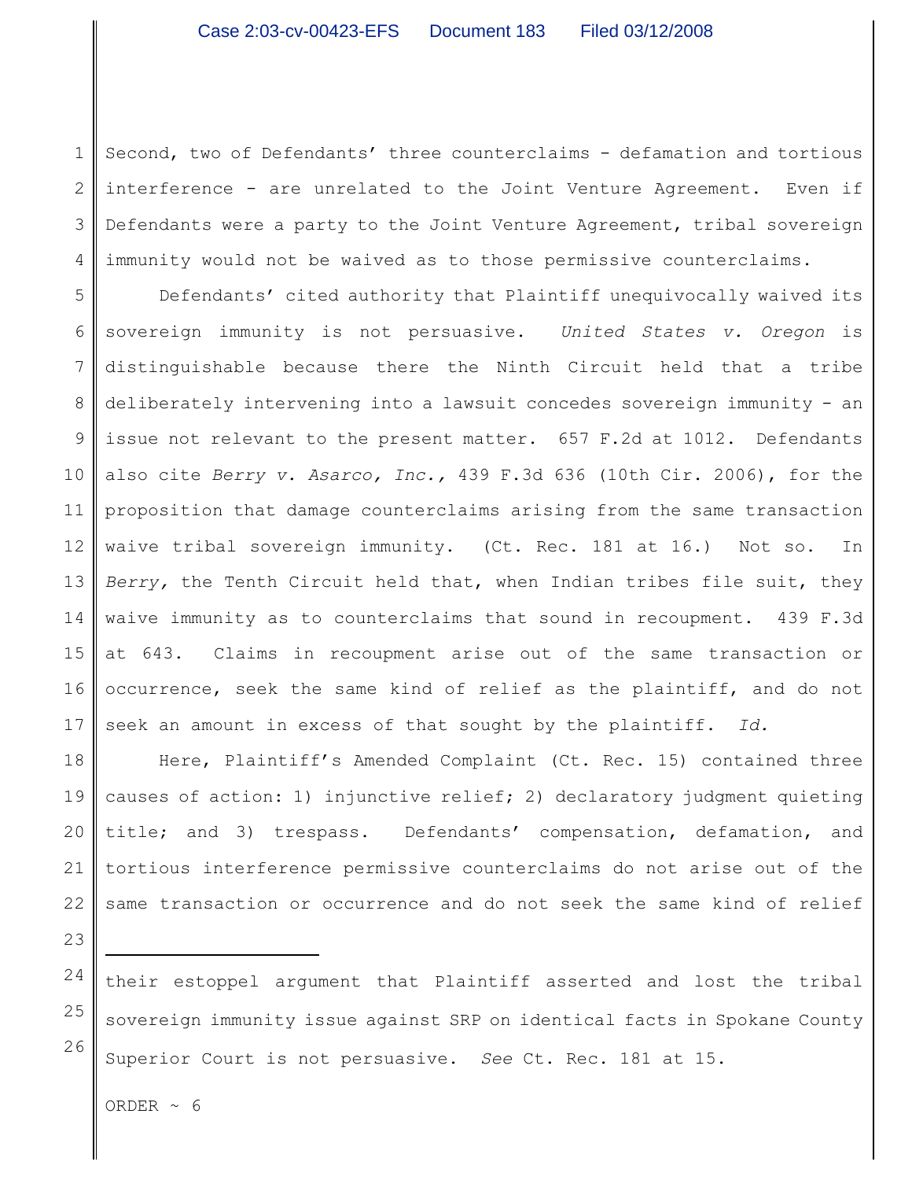Second, two of Defendants' three counterclaims - defamation and tortious interference - are unrelated to the Joint Venture Agreement. Even if Defendants were a party to the Joint Venture Agreement, tribal sovereign immunity would not be waived as to those permissive counterclaims.

Defendants' cited authority that Plaintiff unequivocally waived its sovereign immunity is not persuasive. *United States v. Oregon* is distinguishable because there the Ninth Circuit held that a tribe deliberately intervening into a lawsuit concedes sovereign immunity - an issue not relevant to the present matter. 657 F.2d at 1012. Defendants also cite *Berry v. Asarco, Inc.*, 439 F.3d 636 (10th Cir. 2006), for the proposition that damage counterclaims arising from the same transaction waive tribal sovereign immunity. (Ct. Rec. 181 at 16.) Not so. In *Berry*, the Tenth Circuit held that, when Indian tribes file suit, they waive immunity as to counterclaims that sound in recoupment. 439 F.3d at 643. Claims in recoupment arise out of the same transaction or occurrence, seek the same kind of relief as the plaintiff, and do not seek an amount in excess of that sought by the plaintiff. *Id.*

Here, Plaintiff's Amended Complaint (Ct. Rec. 15) contained three causes of action: 1) injunctive relief; 2) declaratory judgment quieting title; and 3) trespass. Defendants' compensation, defamation, and tortious interference permissive counterclaims do not arise out of the same transaction or occurrence and do not seek the same kind of relief

---

their estoppel argument that Plaintiff asserted and lost the tribal sovereign immunity issue against SRP on identical facts in Spokane County Superior Court is not persuasive. *See* Ct. Rec. 181 at 15.

ORDER ~ 6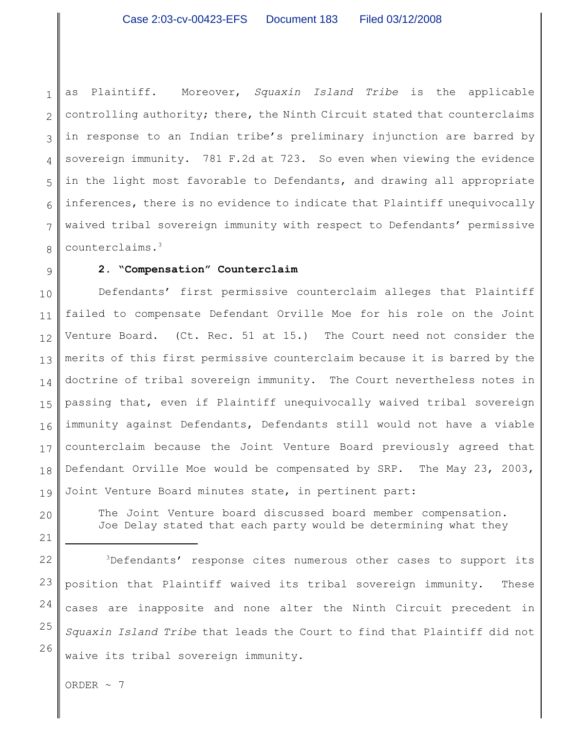as Plaintiff. Moreover, *Squaxin Island Tribe* is the applicable controlling authority; there, the Ninth Circuit stated that counterclaims in response to an Indian tribe's preliminary injunction are barred by sovereign immunity. 781 F.2d at 723. So even when viewing the evidence in the light most favorable to Defendants, and drawing all appropriate inferences, there is no evidence to indicate that Plaintiff unequivocally waived tribal sovereign immunity with respect to Defendants' permissive counterclaims.[3]

### 2. "Compensation" Counterclaim

Defendants' first permissive counterclaim alleges that Plaintiff failed to compensate Defendant Orville Moe for his role on the Joint Venture Board. (Ct. Rec. 51 at 15.) The Court need not consider the merits of this first permissive counterclaim because it is barred by the doctrine of tribal sovereign immunity. The Court nevertheless notes in passing that, even if Plaintiff unequivocally waived tribal sovereign immunity against Defendants, Defendants still would not have a viable counterclaim because the Joint Venture Board previously agreed that Defendant Orville Moe would be compensated by SRP. The May 23, 2003, Joint Venture Board minutes state, in pertinent part:

> The Joint Venture board discussed board member compensation. Joe Delay stated that each party would be determining what they

---

[3]Defendants' response cites numerous other cases to support its position that Plaintiff waived its tribal sovereign immunity. These cases are inapposite and none alter the Ninth Circuit precedent in *Squaxin Island Tribe* that leads the Court to find that Plaintiff did not waive its tribal sovereign immunity.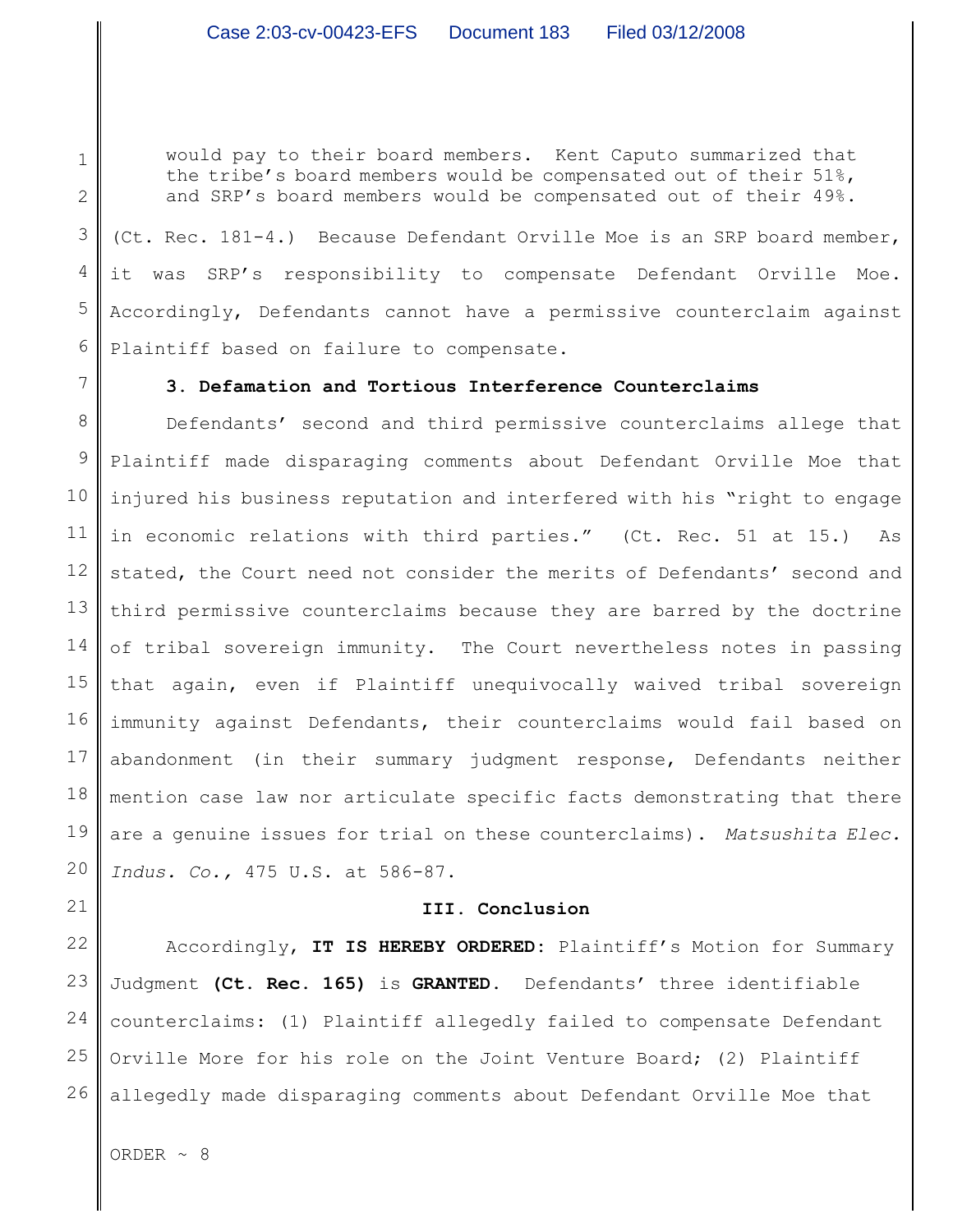> would pay to their board members. Kent Caputo summarized that the tribe's board members would be compensated out of their 51%, and SRP's board members would be compensated out of their 49%.

(Ct. Rec. 181-4.) Because Defendant Orville Moe is an SRP board member, it was SRP's responsibility to compensate Defendant Orville Moe. Accordingly, Defendants cannot have a permissive counterclaim against Plaintiff based on failure to compensate.

**3. Defamation and Tortious Interference Counterclaims**

Defendants' second and third permissive counterclaims allege that Plaintiff made disparaging comments about Defendant Orville Moe that injured his business reputation and interfered with his "right to engage in economic relations with third parties." (Ct. Rec. 51 at 15.) As stated, the Court need not consider the merits of Defendants' second and third permissive counterclaims because they are barred by the doctrine of tribal sovereign immunity. The Court nevertheless notes in passing that again, even if Plaintiff unequivocally waived tribal sovereign immunity against Defendants, their counterclaims would fail based on abandonment (in their summary judgment response, Defendants neither mention case law nor articulate specific facts demonstrating that there are a genuine issues for trial on these counterclaims). *Matsushita Elec. Indus. Co.,* 475 U.S. at 586-87.

**III. Conclusion**

Accordingly, **IT IS HEREBY ORDERED**: Plaintiff's Motion for Summary Judgment **(Ct. Rec. 165)** is **GRANTED**. Defendants' three identifiable counterclaims: (1) Plaintiff allegedly failed to compensate Defendant Orville More for his role on the Joint Venture Board; (2) Plaintiff allegedly made disparaging comments about Defendant Orville Moe that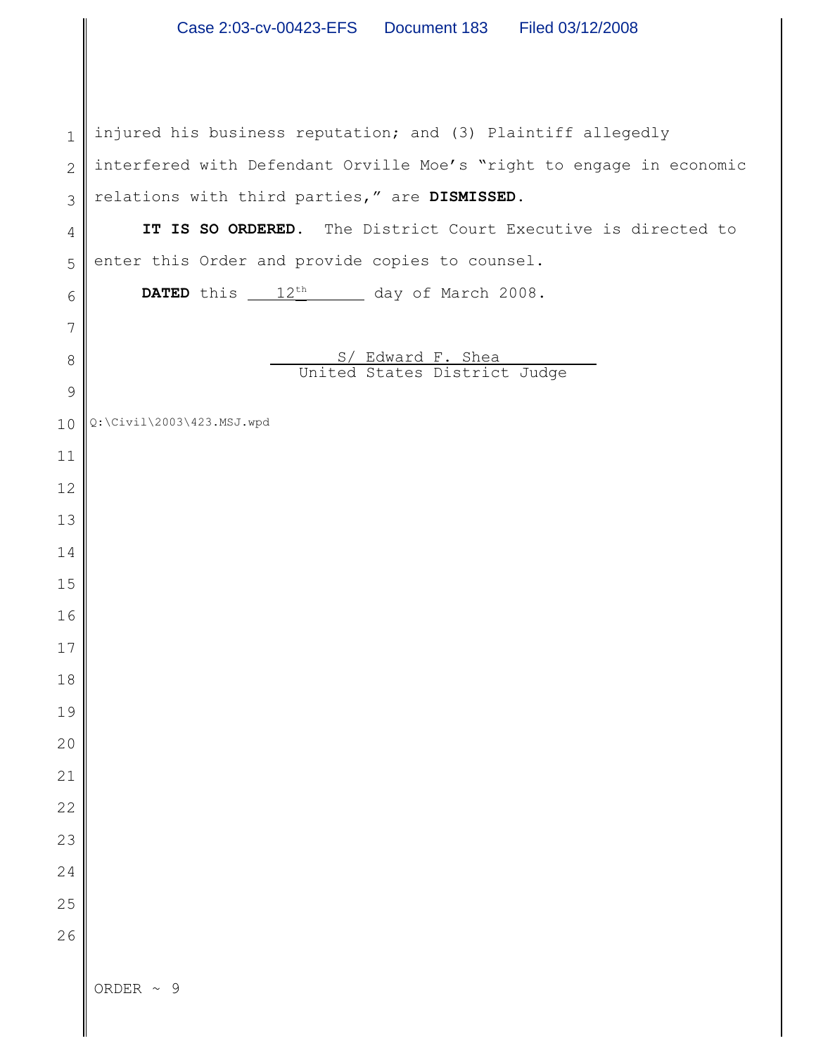injured his business reputation; and (3) Plaintiff allegedly interfered with Defendant Orville Moe's "right to engage in economic relations with third parties," are **DISMISSED**.

**IT IS SO ORDERED.** The District Court Executive is directed to enter this Order and provide copies to counsel.

**DATED** this 12th day of March 2008.

S/ Edward F. Shea
United States District Judge

Q:\Civil\2003\423.MSJ.wpd

ORDER ~ 9